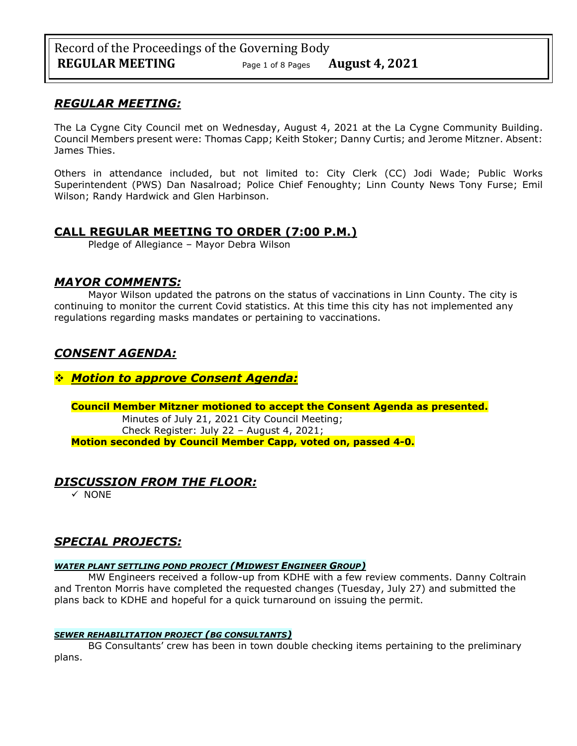## *REGULAR MEETING:*

The La Cygne City Council met on Wednesday, August 4, 2021 at the La Cygne Community Building. Council Members present were: Thomas Capp; Keith Stoker; Danny Curtis; and Jerome Mitzner. Absent: James Thies.

Others in attendance included, but not limited to: City Clerk (CC) Jodi Wade; Public Works Superintendent (PWS) Dan Nasalroad; Police Chief Fenoughty; Linn County News Tony Furse; Emil Wilson; Randy Hardwick and Glen Harbinson.

## CALL REGULAR MEETING TO ORDER (7:00 P.M.)

Pledge of Allegiance – Mayor Debra Wilson

## *MAYOR COMMENTS:*

Mayor Wilson updated the patrons on the status of vaccinations in Linn County. The city is continuing to monitor the current Covid statistics. At this time this city has not implemented any regulations regarding masks mandates or pertaining to vaccinations.

## *CONSENT AGENDA:*

### ❖ *Motion to approve Consent Agenda:*

**Council Member Mitzner motioned to accept the Consent Agenda as presented.**

Minutes of July 21, 2021 City Council Meeting;
Check Register: July 22 – August 4, 2021;

**Motion seconded by Council Member Capp, voted on, passed 4-0.**

## *DISCUSSION FROM THE FLOOR:*

- ✓ NONE

## *SPECIAL PROJECTS:*

#### *WATER PLANT SETTLING POND PROJECT (MIDWEST ENGINEER GROUP)*

MW Engineers received a follow-up from KDHE with a few review comments. Danny Coltrain and Trenton Morris have completed the requested changes (Tuesday, July 27) and submitted the plans back to KDHE and hopeful for a quick turnaround on issuing the permit.

#### *SEWER REHABILITATION PROJECT (BG CONSULTANTS)*

BG Consultants' crew has been in town double checking items pertaining to the preliminary plans.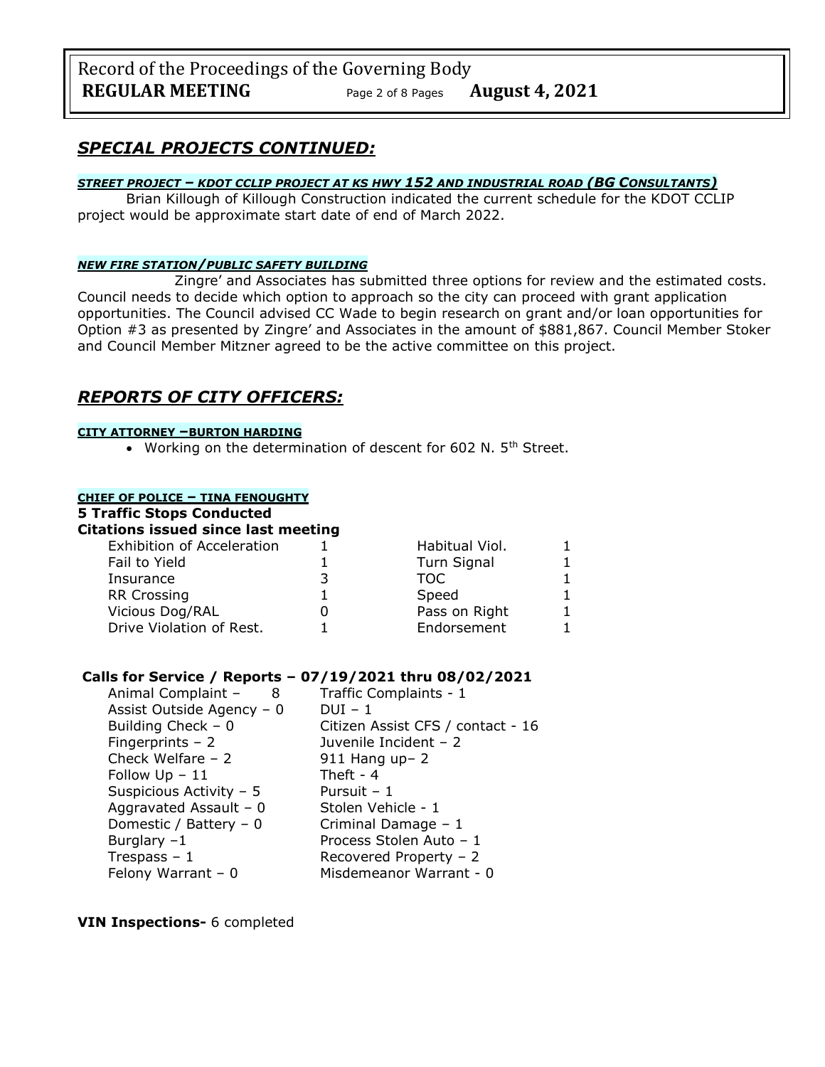## *SPECIAL PROJECTS CONTINUED:*

***STREET PROJECT – KDOT CCLIP PROJECT AT KS HWY 152 AND INDUSTRIAL ROAD (BG CONSULTANTS)***

Brian Killough of Killough Construction indicated the current schedule for the KDOT CCLIP project would be approximate start date of end of March 2022.

***NEW FIRE STATION/PUBLIC SAFETY BUILDING***

Zingre' and Associates has submitted three options for review and the estimated costs. Council needs to decide which option to approach so the city can proceed with grant application opportunities. The Council advised CC Wade to begin research on grant and/or loan opportunities for Option #3 as presented by Zingre' and Associates in the amount of $881,867. Council Member Stoker and Council Member Mitzner agreed to be the active committee on this project.

## *REPORTS OF CITY OFFICERS:*

**CITY ATTORNEY –BURTON HARDING**

- Working on the determination of descent for 602 N. 5th Street.

**CHIEF OF POLICE – TINA FENOUGHTY**

**5 Traffic Stops Conducted**

**Citations issued since last meeting**

| | | | |
|---|---|---|---|
| Exhibition of Acceleration | 1 | Habitual Viol. | 1 |
| Fail to Yield | 1 | Turn Signal | 1 |
| Insurance | 3 | TOC | 1 |
| RR Crossing | 1 | Speed | 1 |
| Vicious Dog/RAL | 0 | Pass on Right | 1 |
| Drive Violation of Rest. | 1 | Endorsement | 1 |

**Calls for Service / Reports – 07/19/2021 thru 08/02/2021**

| | |
|---|---|
| Animal Complaint – 8 | Traffic Complaints - 1 |
| Assist Outside Agency – 0 | DUI – 1 |
| Building Check – 0 | Citizen Assist CFS / contact - 16 |
| Fingerprints – 2 | Juvenile Incident – 2 |
| Check Welfare – 2 | 911 Hang up– 2 |
| Follow Up – 11 | Theft - 4 |
| Suspicious Activity – 5 | Pursuit – 1 |
| Aggravated Assault – 0 | Stolen Vehicle - 1 |
| Domestic / Battery – 0 | Criminal Damage – 1 |
| Burglary –1 | Process Stolen Auto – 1 |
| Trespass – 1 | Recovered Property – 2 |
| Felony Warrant – 0 | Misdemeanor Warrant - 0 |

**VIN Inspections-** 6 completed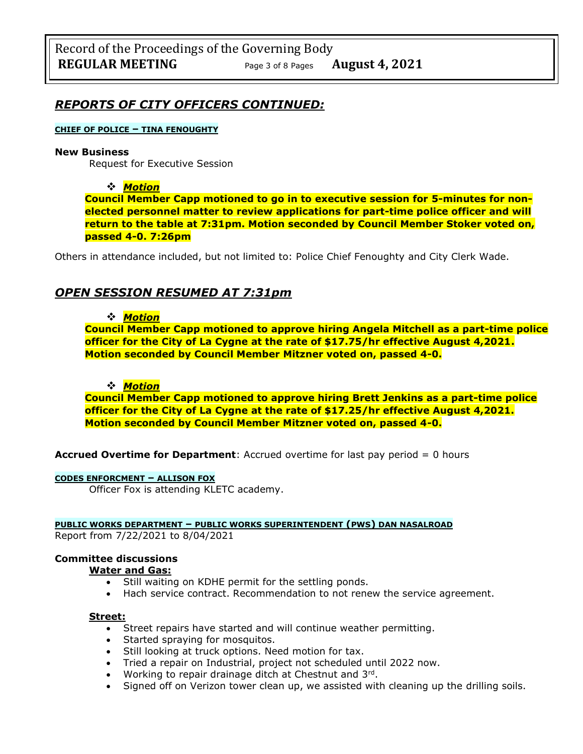## *REPORTS OF CITY OFFICERS CONTINUED:*

**CHIEF OF POLICE – TINA FENOUGHTY**

**New Business**

Request for Executive Session

❖ ***Motion***

**Council Member Capp motioned to go in to executive session for 5-minutes for non-elected personnel matter to review applications for part-time police officer and will return to the table at 7:31pm. Motion seconded by Council Member Stoker voted on, passed 4-0. 7:26pm**

Others in attendance included, but not limited to: Police Chief Fenoughty and City Clerk Wade.

## *OPEN SESSION RESUMED AT 7:31pm*

❖ ***Motion***

**Council Member Capp motioned to approve hiring Angela Mitchell as a part-time police officer for the City of La Cygne at the rate of $17.75/hr effective August 4,2021. Motion seconded by Council Member Mitzner voted on, passed 4-0.**

❖ ***Motion***

**Council Member Capp motioned to approve hiring Brett Jenkins as a part-time police officer for the City of La Cygne at the rate of $17.25/hr effective August 4,2021. Motion seconded by Council Member Mitzner voted on, passed 4-0.**

**Accrued Overtime for Department**: Accrued overtime for last pay period = 0 hours

**CODES ENFORCMENT – ALLISON FOX**

Officer Fox is attending KLETC academy.

**PUBLIC WORKS DEPARTMENT – PUBLIC WORKS SUPERINTENDENT (PWS) DAN NASALROAD**

Report from 7/22/2021 to 8/04/2021

**Committee discussions**

**Water and Gas:**

- Still waiting on KDHE permit for the settling ponds.
- Hach service contract. Recommendation to not renew the service agreement.

**Street:**

- Street repairs have started and will continue weather permitting.
- Started spraying for mosquitos.
- Still looking at truck options. Need motion for tax.
- Tried a repair on Industrial, project not scheduled until 2022 now.
- Working to repair drainage ditch at Chestnut and 3rd.
- Signed off on Verizon tower clean up, we assisted with cleaning up the drilling soils.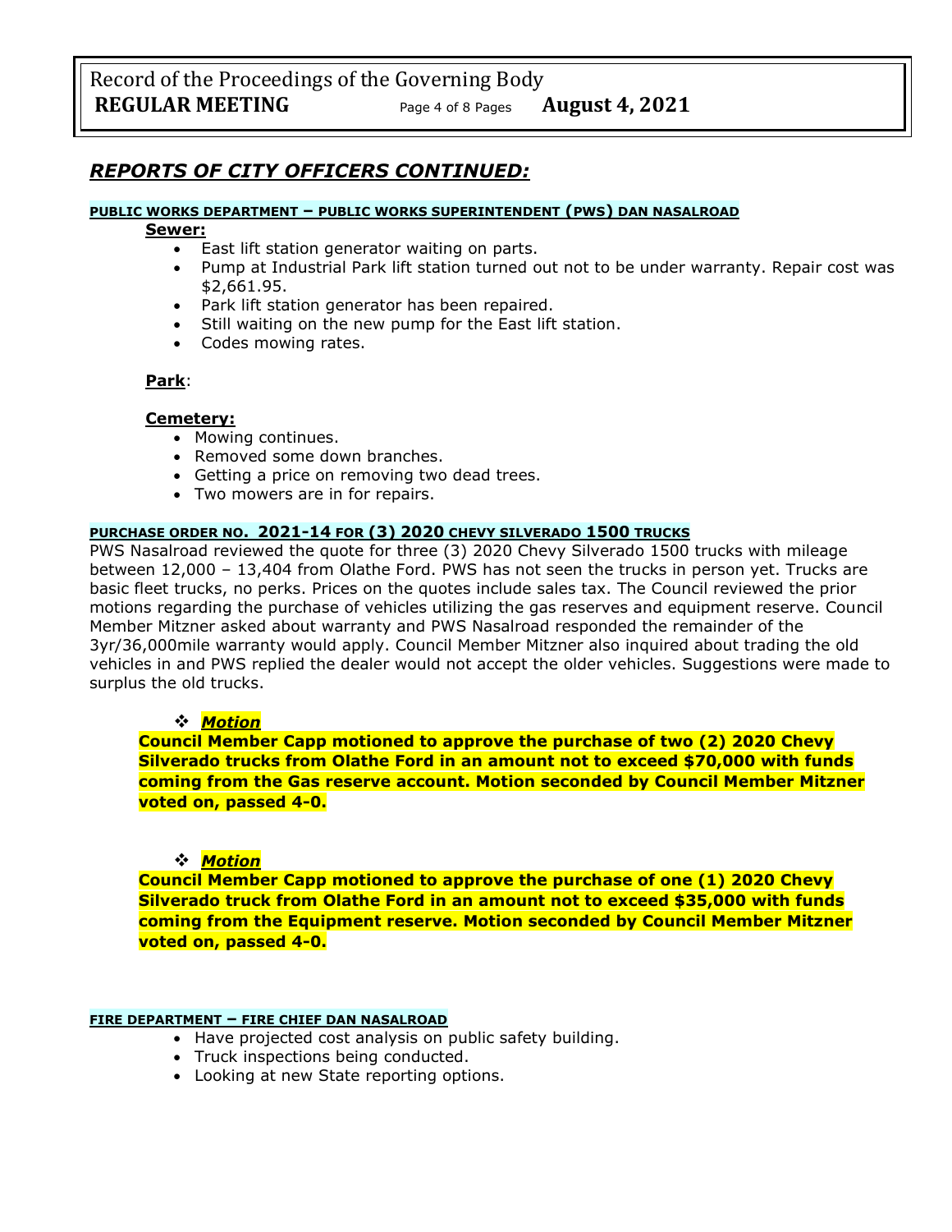## *REPORTS OF CITY OFFICERS CONTINUED:*

**PUBLIC WORKS DEPARTMENT – PUBLIC WORKS SUPERINTENDENT (PWS) DAN NASALROAD**

**Sewer:**

- East lift station generator waiting on parts.
- Pump at Industrial Park lift station turned out not to be under warranty. Repair cost was $2,661.95.
- Park lift station generator has been repaired.
- Still waiting on the new pump for the East lift station.
- Codes mowing rates.

**Park**:

**Cemetery:**

- Mowing continues.
- Removed some down branches.
- Getting a price on removing two dead trees.
- Two mowers are in for repairs.

**PURCHASE ORDER NO. 2021-14 FOR (3) 2020 CHEVY SILVERADO 1500 TRUCKS**

PWS Nasalroad reviewed the quote for three (3) 2020 Chevy Silverado 1500 trucks with mileage between 12,000 – 13,404 from Olathe Ford. PWS has not seen the trucks in person yet. Trucks are basic fleet trucks, no perks. Prices on the quotes include sales tax. The Council reviewed the prior motions regarding the purchase of vehicles utilizing the gas reserves and equipment reserve. Council Member Mitzner asked about warranty and PWS Nasalroad responded the remainder of the 3yr/36,000mile warranty would apply. Council Member Mitzner also inquired about trading the old vehicles in and PWS replied the dealer would not accept the older vehicles. Suggestions were made to surplus the old trucks.

- ***Motion***

**Council Member Capp motioned to approve the purchase of two (2) 2020 Chevy Silverado trucks from Olathe Ford in an amount not to exceed $70,000 with funds coming from the Gas reserve account. Motion seconded by Council Member Mitzner voted on, passed 4-0.**

- ***Motion***

**Council Member Capp motioned to approve the purchase of one (1) 2020 Chevy Silverado truck from Olathe Ford in an amount not to exceed $35,000 with funds coming from the Equipment reserve. Motion seconded by Council Member Mitzner voted on, passed 4-0.**

**FIRE DEPARTMENT – FIRE CHIEF DAN NASALROAD**

- Have projected cost analysis on public safety building.
- Truck inspections being conducted.
- Looking at new State reporting options.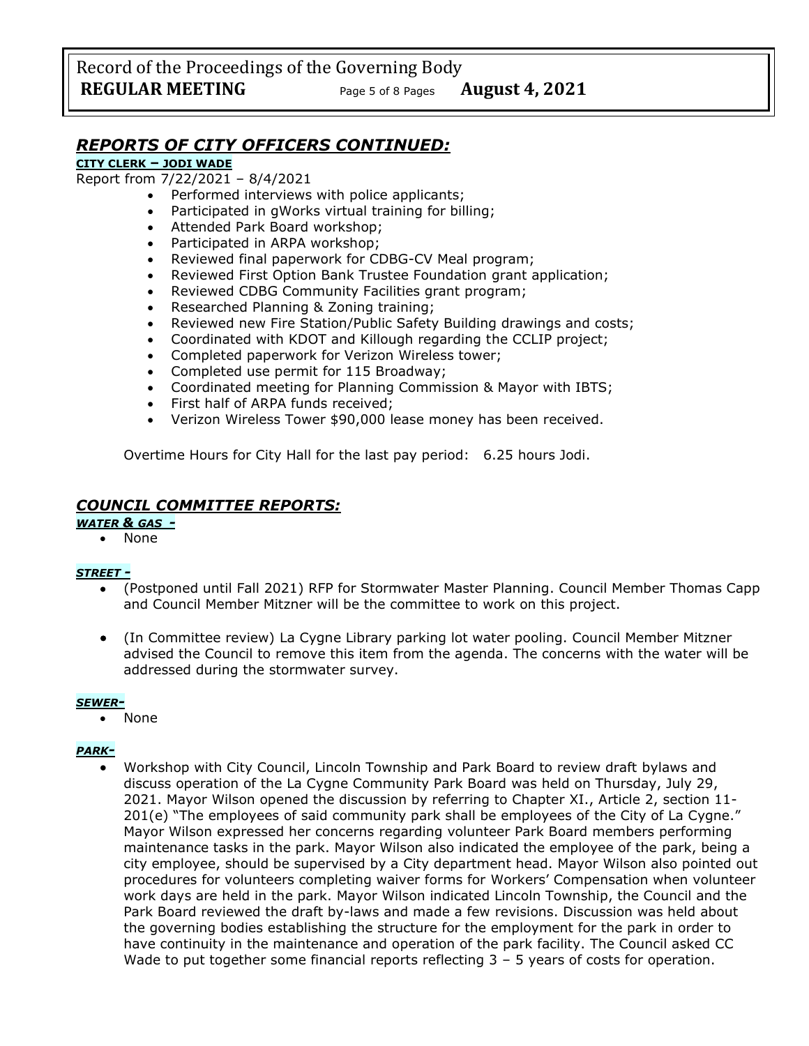## *REPORTS OF CITY OFFICERS CONTINUED:*

**CITY CLERK – JODI WADE**

Report from 7/22/2021 – 8/4/2021

- Performed interviews with police applicants;
- Participated in gWorks virtual training for billing;
- Attended Park Board workshop;
- Participated in ARPA workshop;
- Reviewed final paperwork for CDBG-CV Meal program;
- Reviewed First Option Bank Trustee Foundation grant application;
- Reviewed CDBG Community Facilities grant program;
- Researched Planning & Zoning training;
- Reviewed new Fire Station/Public Safety Building drawings and costs;
- Coordinated with KDOT and Killough regarding the CCLIP project;
- Completed paperwork for Verizon Wireless tower;
- Completed use permit for 115 Broadway;
- Coordinated meeting for Planning Commission & Mayor with IBTS;
- First half of ARPA funds received;
- Verizon Wireless Tower $90,000 lease money has been received.

Overtime Hours for City Hall for the last pay period: 6.25 hours Jodi.

## *COUNCIL COMMITTEE REPORTS:*

***WATER & GAS -***

- None

***STREET -***

- (Postponed until Fall 2021) RFP for Stormwater Master Planning. Council Member Thomas Capp and Council Member Mitzner will be the committee to work on this project.
- (In Committee review) La Cygne Library parking lot water pooling. Council Member Mitzner advised the Council to remove this item from the agenda. The concerns with the water will be addressed during the stormwater survey.

***SEWER-***

- None

***PARK-***

- Workshop with City Council, Lincoln Township and Park Board to review draft bylaws and discuss operation of the La Cygne Community Park Board was held on Thursday, July 29, 2021. Mayor Wilson opened the discussion by referring to Chapter XI., Article 2, section 11-201(e) "The employees of said community park shall be employees of the City of La Cygne." Mayor Wilson expressed her concerns regarding volunteer Park Board members performing maintenance tasks in the park. Mayor Wilson also indicated the employee of the park, being a city employee, should be supervised by a City department head. Mayor Wilson also pointed out procedures for volunteers completing waiver forms for Workers' Compensation when volunteer work days are held in the park. Mayor Wilson indicated Lincoln Township, the Council and the Park Board reviewed the draft by-laws and made a few revisions. Discussion was held about the governing bodies establishing the structure for the employment for the park in order to have continuity in the maintenance and operation of the park facility. The Council asked CC Wade to put together some financial reports reflecting 3 – 5 years of costs for operation.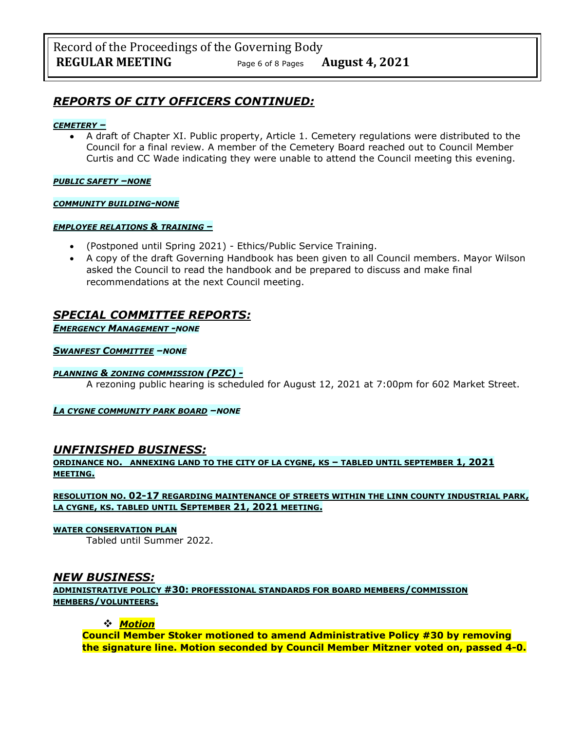## REPORTS OF CITY OFFICERS CONTINUED:

***CEMETERY –***

- A draft of Chapter XI. Public property, Article 1. Cemetery regulations were distributed to the Council for a final review. A member of the Cemetery Board reached out to Council Member Curtis and CC Wade indicating they were unable to attend the Council meeting this evening.

***PUBLIC SAFETY –NONE***

***COMMUNITY BUILDING-NONE***

***EMPLOYEE RELATIONS & TRAINING –***

- (Postponed until Spring 2021) - Ethics/Public Service Training.
- A copy of the draft Governing Handbook has been given to all Council members. Mayor Wilson asked the Council to read the handbook and be prepared to discuss and make final recommendations at the next Council meeting.

## SPECIAL COMMITTEE REPORTS:

***EMERGENCY MANAGEMENT -NONE***

***SWANFEST COMMITTEE –NONE***

***PLANNING & ZONING COMMISSION (PZC) -***

A rezoning public hearing is scheduled for August 12, 2021 at 7:00pm for 602 Market Street.

***LA CYGNE COMMUNITY PARK BOARD –NONE***

## UNFINISHED BUSINESS:

**ORDINANCE NO. ANNEXING LAND TO THE CITY OF LA CYGNE, KS – TABLED UNTIL SEPTEMBER 1, 2021 MEETING.**

**RESOLUTION NO. 02-17 REGARDING MAINTENANCE OF STREETS WITHIN THE LINN COUNTY INDUSTRIAL PARK, LA CYGNE, KS. TABLED UNTIL SEPTEMBER 21, 2021 MEETING.**

**WATER CONSERVATION PLAN**

Tabled until Summer 2022.

## NEW BUSINESS:

**ADMINISTRATIVE POLICY #30: PROFESSIONAL STANDARDS FOR BOARD MEMBERS/COMMISSION MEMBERS/VOLUNTEERS.**

- ***Motion***

**Council Member Stoker motioned to amend Administrative Policy #30 by removing the signature line. Motion seconded by Council Member Mitzner voted on, passed 4-0.**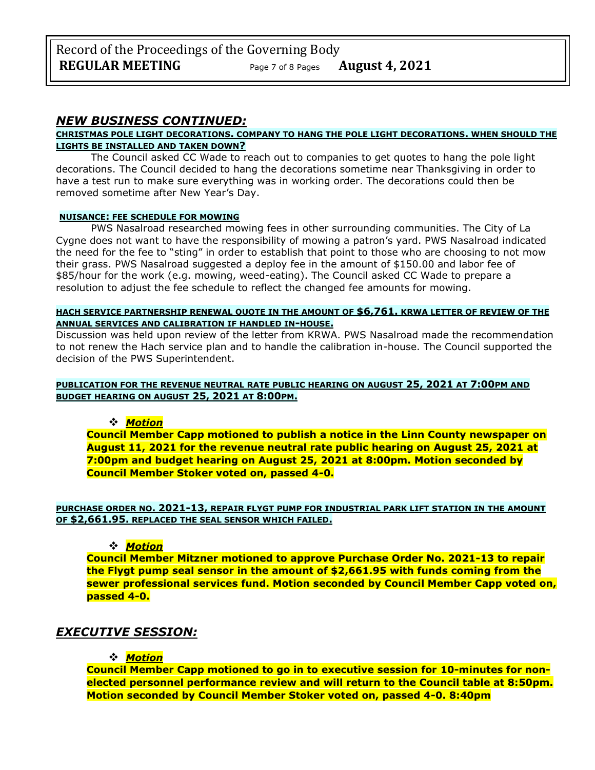## *NEW BUSINESS CONTINUED:*

**CHRISTMAS POLE LIGHT DECORATIONS. COMPANY TO HANG THE POLE LIGHT DECORATIONS. WHEN SHOULD THE LIGHTS BE INSTALLED AND TAKEN DOWN?**

The Council asked CC Wade to reach out to companies to get quotes to hang the pole light decorations. The Council decided to hang the decorations sometime near Thanksgiving in order to have a test run to make sure everything was in working order. The decorations could then be removed sometime after New Year's Day.

**NUISANCE: FEE SCHEDULE FOR MOWING**

PWS Nasalroad researched mowing fees in other surrounding communities. The City of La Cygne does not want to have the responsibility of mowing a patron's yard. PWS Nasalroad indicated the need for the fee to "sting" in order to establish that point to those who are choosing to not mow their grass. PWS Nasalroad suggested a deploy fee in the amount of $150.00 and labor fee of $85/hour for the work (e.g. mowing, weed-eating). The Council asked CC Wade to prepare a resolution to adjust the fee schedule to reflect the changed fee amounts for mowing.

**HACH SERVICE PARTNERSHIP RENEWAL QUOTE IN THE AMOUNT OF $6,761. KRWA LETTER OF REVIEW OF THE ANNUAL SERVICES AND CALIBRATION IF HANDLED IN-HOUSE.**

Discussion was held upon review of the letter from KRWA. PWS Nasalroad made the recommendation to not renew the Hach service plan and to handle the calibration in-house. The Council supported the decision of the PWS Superintendent.

**PUBLICATION FOR THE REVENUE NEUTRAL RATE PUBLIC HEARING ON AUGUST 25, 2021 AT 7:00PM AND BUDGET HEARING ON AUGUST 25, 2021 AT 8:00PM.**

- ***Motion***

**Council Member Capp motioned to publish a notice in the Linn County newspaper on August 11, 2021 for the revenue neutral rate public hearing on August 25, 2021 at 7:00pm and budget hearing on August 25, 2021 at 8:00pm. Motion seconded by Council Member Stoker voted on, passed 4-0.**

**PURCHASE ORDER NO. 2021-13, REPAIR FLYGT PUMP FOR INDUSTRIAL PARK LIFT STATION IN THE AMOUNT OF $2,661.95. REPLACED THE SEAL SENSOR WHICH FAILED.**

- ***Motion***

**Council Member Mitzner motioned to approve Purchase Order No. 2021-13 to repair the Flygt pump seal sensor in the amount of $2,661.95 with funds coming from the sewer professional services fund. Motion seconded by Council Member Capp voted on, passed 4-0.**

## *EXECUTIVE SESSION:*

- ***Motion***

**Council Member Capp motioned to go in to executive session for 10-minutes for non-elected personnel performance review and will return to the Council table at 8:50pm. Motion seconded by Council Member Stoker voted on, passed 4-0. 8:40pm**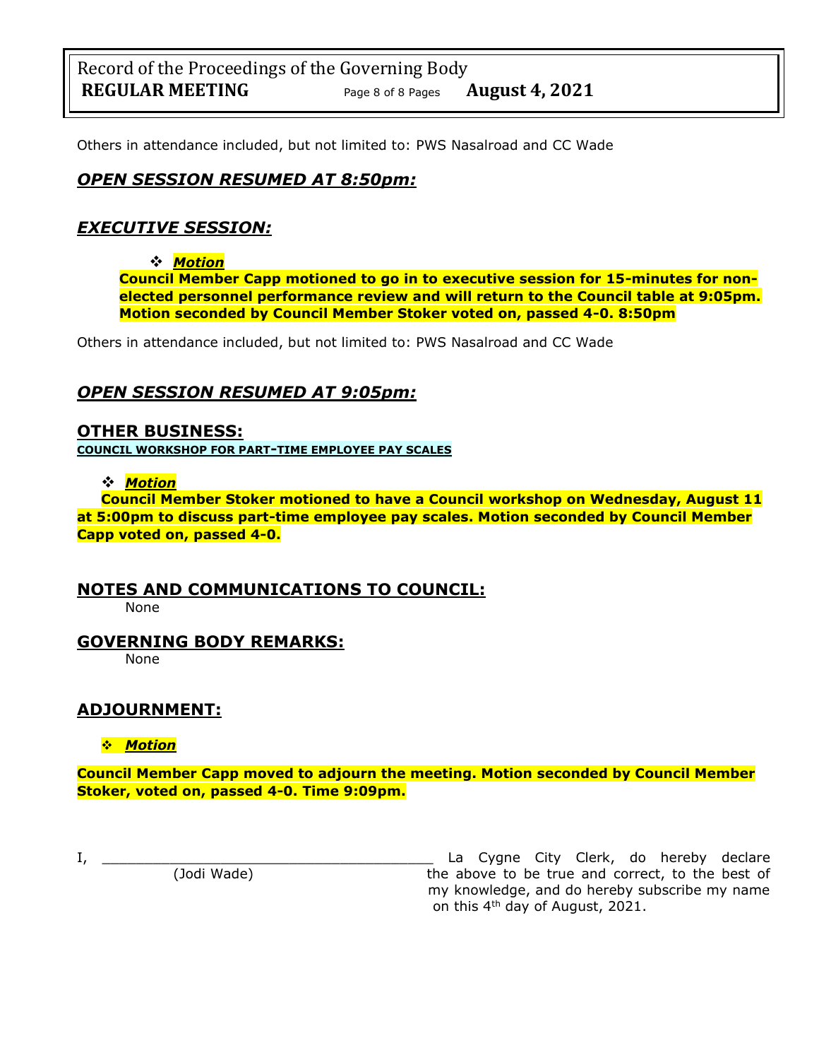Others in attendance included, but not limited to: PWS Nasalroad and CC Wade

## *OPEN SESSION RESUMED AT 8:50pm:*

## *EXECUTIVE SESSION:*

❖ ***Motion***

**Council Member Capp motioned to go in to executive session for 15-minutes for non-elected personnel performance review and will return to the Council table at 9:05pm. Motion seconded by Council Member Stoker voted on, passed 4-0. 8:50pm**

Others in attendance included, but not limited to: PWS Nasalroad and CC Wade

## *OPEN SESSION RESUMED AT 9:05pm:*

## OTHER BUSINESS:

**COUNCIL WORKSHOP FOR PART-TIME EMPLOYEE PAY SCALES**

❖ ***Motion***

**Council Member Stoker motioned to have a Council workshop on Wednesday, August 11 at 5:00pm to discuss part-time employee pay scales. Motion seconded by Council Member Capp voted on, passed 4-0.**

## NOTES AND COMMUNICATIONS TO COUNCIL:

None

## GOVERNING BODY REMARKS:

None

## ADJOURNMENT:

❖ ***Motion***

**Council Member Capp moved to adjourn the meeting. Motion seconded by Council Member Stoker, voted on, passed 4-0. Time 9:09pm.**

I, ________________________________________ La Cygne City Clerk, do hereby declare
(Jodi Wade) the above to be true and correct, to the best of my knowledge, and do hereby subscribe my name on this 4th day of August, 2021.